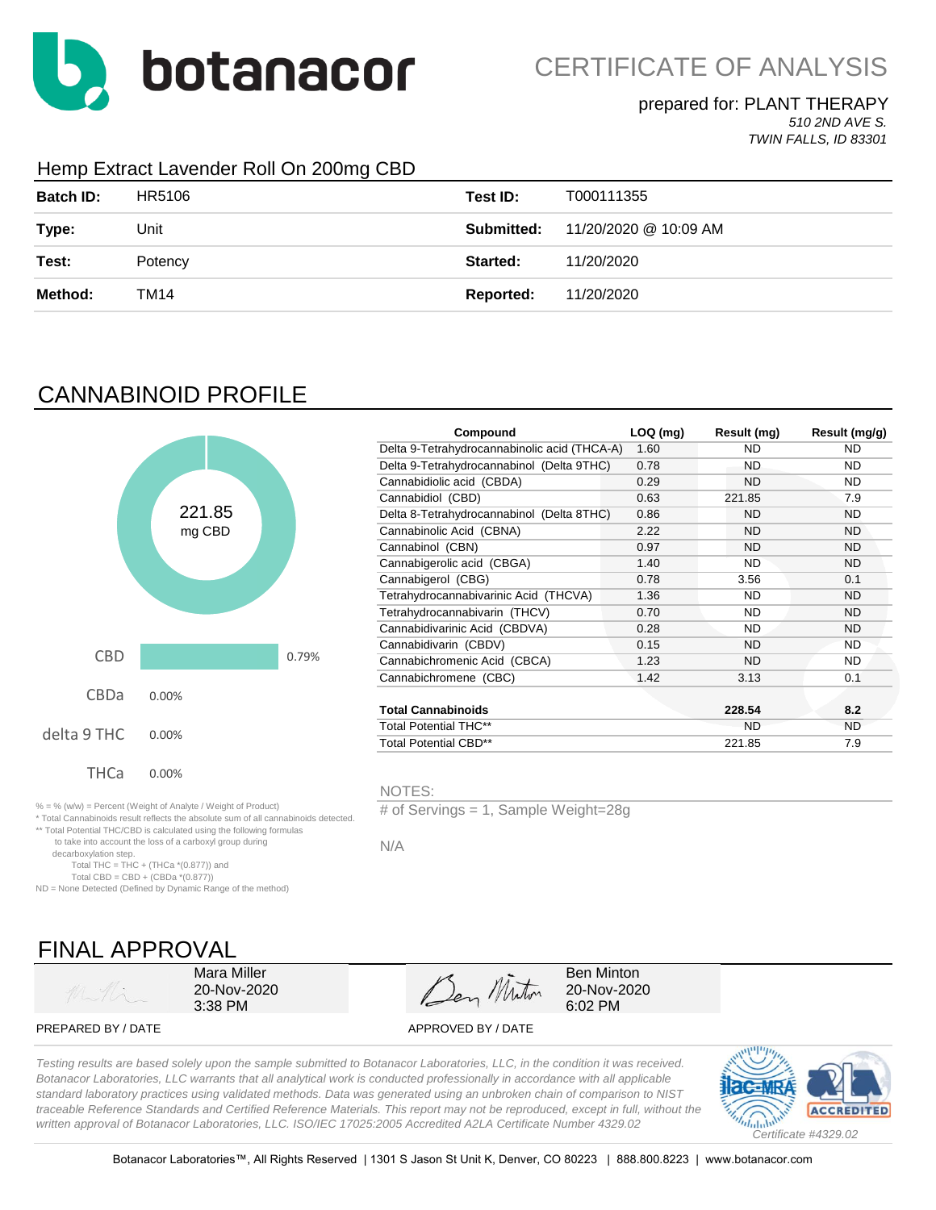# botanacor

## CERTIFICATE OF ANALYSIS

prepared for: PLANT THERAPY
*510 2ND AVE S.*
*TWIN FALLS, ID 83301*

### Hemp Extract Lavender Roll On 200mg CBD

| | | | |
|---|---|---|---|
| **Batch ID:** | HR5106 | **Test ID:** | T000111355 |
| **Type:** | Unit | **Submitted:** | 11/20/2020 @ 10:09 AM |
| **Test:** | Potency | **Started:** | 11/20/2020 |
| **Method:** | TM14 | **Reported:** | 11/20/2020 |

## CANNABINOID PROFILE

221.85 mg CBD

| | |
|---|---|
| CBD | 0.79% |
| CBDa | 0.00% |
| delta 9 THC | 0.00% |
| THCa | 0.00% |

| Compound | LOQ (mg) | Result (mg) | Result (mg/g) |
|---|---|---|---|
| Delta 9-Tetrahydrocannabinolic acid (THCA-A) | 1.60 | ND | ND |
| Delta 9-Tetrahydrocannabinol (Delta 9THC) | 0.78 | ND | ND |
| Cannabidiolic acid (CBDA) | 0.29 | ND | ND |
| Cannabidiol (CBD) | 0.63 | 221.85 | 7.9 |
| Delta 8-Tetrahydrocannabinol (Delta 8THC) | 0.86 | ND | ND |
| Cannabinolic Acid (CBNA) | 2.22 | ND | ND |
| Cannabinol (CBN) | 0.97 | ND | ND |
| Cannabigerolic acid (CBGA) | 1.40 | ND | ND |
| Cannabigerol (CBG) | 0.78 | 3.56 | 0.1 |
| Tetrahydrocannabivarinic Acid (THCVA) | 1.36 | ND | ND |
| Tetrahydrocannabivarin (THCV) | 0.70 | ND | ND |
| Cannabidivarinic Acid (CBDVA) | 0.28 | ND | ND |
| Cannabidivarin (CBDV) | 0.15 | ND | ND |
| Cannabichromenic Acid (CBCA) | 1.23 | ND | ND |
| Cannabichromene (CBC) | 1.42 | 3.13 | 0.1 |
| **Total Cannabinoids** | | **228.54** | **8.2** |
| Total Potential THC** | | ND | ND |
| Total Potential CBD** | | 221.85 | 7.9 |

% = % (w/w) = Percent (Weight of Analyte / Weight of Product)
* Total Cannabinoids result reflects the absolute sum of all cannabinoids detected.
** Total Potential THC/CBD is calculated using the following formulas to take into account the loss of a carboxyl group during decarboxylation step.
Total THC = THC + (THCa *(0.877)) and
Total CBD = CBD + (CBDa *(0.877))
ND = None Detected (Defined by Dynamic Range of the method)

NOTES:

# of Servings = 1, Sample Weight=28g

N/A

## FINAL APPROVAL

| | |
|---|---|
| Mara Miller<br>20-Nov-2020<br>3:38 PM | Ben Minton<br>20-Nov-2020<br>6:02 PM |
| PREPARED BY / DATE | APPROVED BY / DATE |

*Testing results are based solely upon the sample submitted to Botanacor Laboratories, LLC, in the condition it was received. Botanacor Laboratories, LLC warrants that all analytical work is conducted professionally in accordance with all applicable standard laboratory practices using validated methods. Data was generated using an unbroken chain of comparison to NIST traceable Reference Standards and Certified Reference Materials. This report may not be reproduced, except in full, without the written approval of Botanacor Laboratories, LLC. ISO/IEC 17025:2005 Accredited A2LA Certificate Number 4329.02*

ACCREDITED
*Certificate #4329.02*

Botanacor Laboratories™, All Rights Reserved | 1301 S Jason St Unit K, Denver, CO 80223 | 888.800.8223 | www.botanacor.com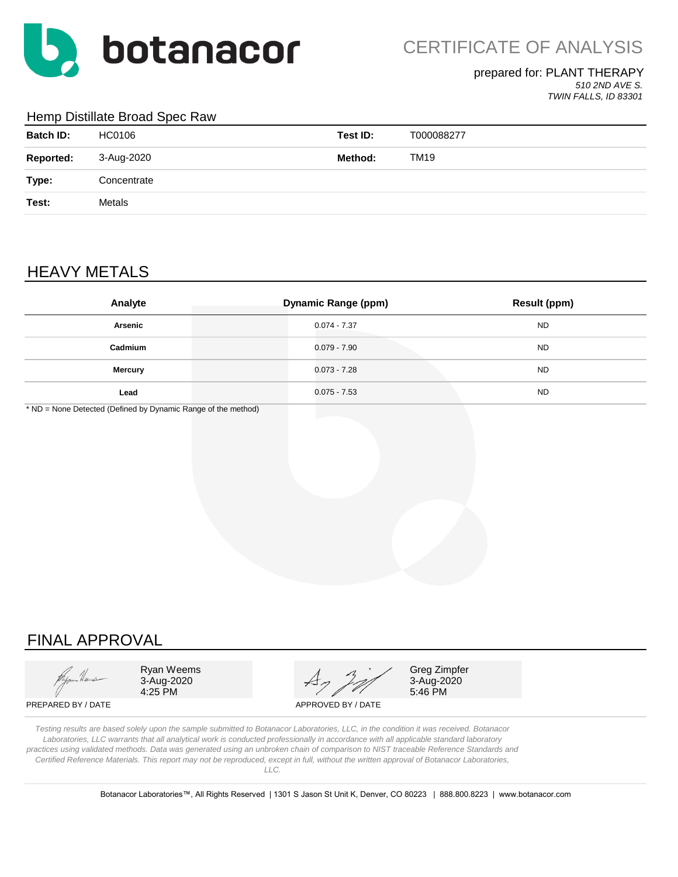# botanacor

## CERTIFICATE OF ANALYSIS

prepared for: PLANT THERAPY
*510 2ND AVE S.*
*TWIN FALLS, ID 83301*

### Hemp Distillate Broad Spec Raw

| | | | |
|---|---|---|---|
| **Batch ID:** | HC0106 | **Test ID:** | T000088277 |
| **Reported:** | 3-Aug-2020 | **Method:** | TM19 |
| **Type:** | Concentrate | | |
| **Test:** | Metals | | |

## HEAVY METALS

| Analyte | Dynamic Range (ppm) | Result (ppm) |
|---|---|---|
| **Arsenic** | 0.074 - 7.37 | ND |
| **Cadmium** | 0.079 - 7.90 | ND |
| **Mercury** | 0.073 - 7.28 | ND |
| **Lead** | 0.075 - 7.53 | ND |

* ND = None Detected (Defined by Dynamic Range of the method)

## FINAL APPROVAL

Ryan Weems
3-Aug-2020
4:25 PM

PREPARED BY / DATE

Greg Zimpfer
3-Aug-2020
5:46 PM

APPROVED BY / DATE

*Testing results are based solely upon the sample submitted to Botanacor Laboratories, LLC, in the condition it was received. Botanacor Laboratories, LLC warrants that all analytical work is conducted professionally in accordance with all applicable standard laboratory practices using validated methods. Data was generated using an unbroken chain of comparison to NIST traceable Reference Standards and Certified Reference Materials. This report may not be reproduced, except in full, without the written approval of Botanacor Laboratories, LLC.*

Botanacor Laboratories™, All Rights Reserved | 1301 S Jason St Unit K, Denver, CO 80223 | 888.800.8223 | www.botanacor.com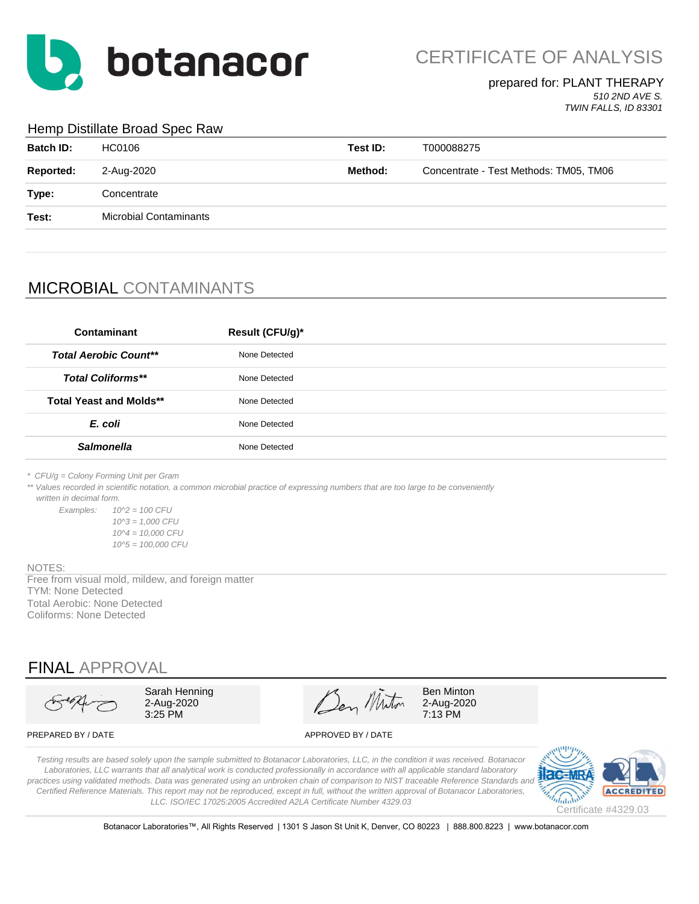# botanacor

## CERTIFICATE OF ANALYSIS

prepared for: PLANT THERAPY
*510 2ND AVE S.*
*TWIN FALLS, ID 83301*

### Hemp Distillate Broad Spec Raw

| | | | |
|---|---|---|---|
| **Batch ID:** | HC0106 | **Test ID:** | T000088275 |
| **Reported:** | 2-Aug-2020 | **Method:** | Concentrate - Test Methods: TM05, TM06 |
| **Type:** | Concentrate | | |
| **Test:** | Microbial Contaminants | | |

## MICROBIAL CONTAMINANTS

| Contaminant | Result (CFU/g)* |
|---|---|
| ***Total Aerobic Count**** | None Detected |
| ***Total Coliforms**** | None Detected |
| **Total Yeast and Molds**** | None Detected |
| ***E. coli*** | None Detected |
| ***Salmonella*** | None Detected |

*\* CFU/g = Colony Forming Unit per Gram*

*\*\* Values recorded in scientific notation, a common microbial practice of expressing numbers that are too large to be conveniently written in decimal form.*

*Examples: 10^2 = 100 CFU*
*10^3 = 1,000 CFU*
*10^4 = 10,000 CFU*
*10^5 = 100,000 CFU*

NOTES:
Free from visual mold, mildew, and foreign matter
TYM: None Detected
Total Aerobic: None Detected
Coliforms: None Detected

## FINAL APPROVAL

| PREPARED BY / DATE | APPROVED BY / DATE |
|---|---|
| Sarah Henning<br>2-Aug-2020<br>3:25 PM | Ben Minton<br>2-Aug-2020<br>7:13 PM |

*Testing results are based solely upon the sample submitted to Botanacor Laboratories, LLC, in the condition it was received. Botanacor Laboratories, LLC warrants that all analytical work is conducted professionally in accordance with all applicable standard laboratory practices using validated methods. Data was generated using an unbroken chain of comparison to NIST traceable Reference Standards and Certified Reference Materials. This report may not be reproduced, except in full, without the written approval of Botanacor Laboratories, LLC. ISO/IEC 17025:2005 Accredited A2LA Certificate Number 4329.03*

ilac-MRA A2LA ACCREDITED
Certificate #4329.03

Botanacor Laboratories™, All Rights Reserved | 1301 S Jason St Unit K, Denver, CO 80223 | 888.800.8223 | www.botanacor.com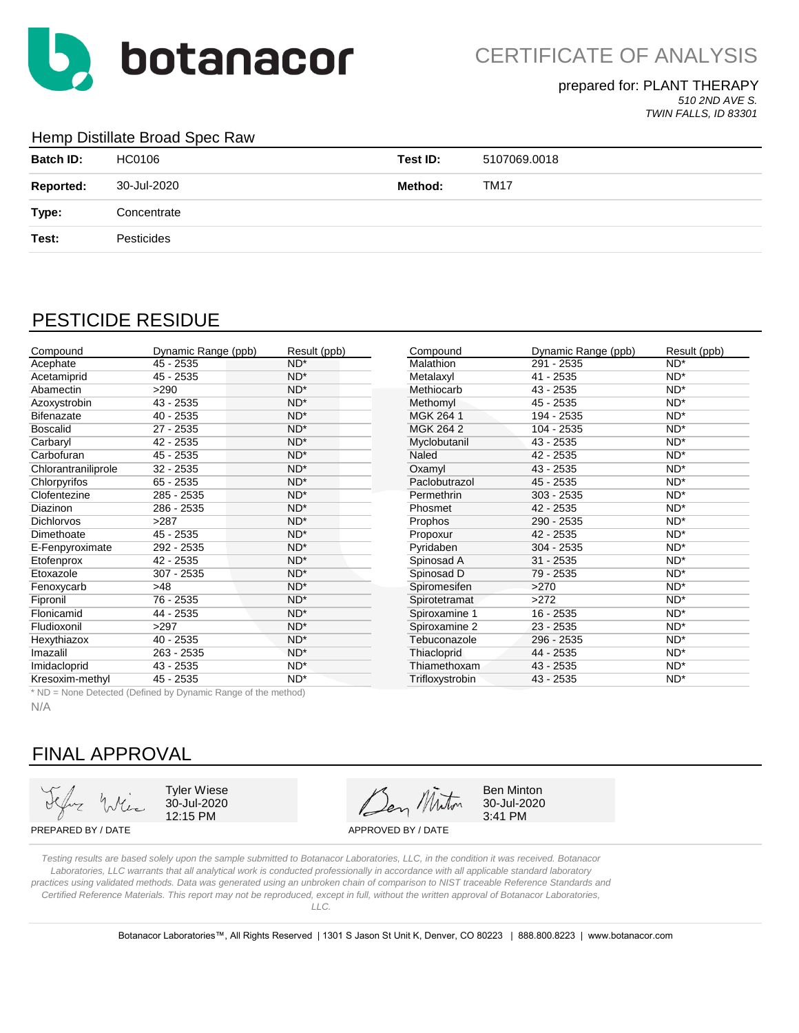# botanacor

## CERTIFICATE OF ANALYSIS

prepared for: PLANT THERAPY
*510 2ND AVE S.*
*TWIN FALLS, ID 83301*

### Hemp Distillate Broad Spec Raw

| | | | |
|---|---|---|---|
| **Batch ID:** | HC0106 | **Test ID:** | 5107069.0018 |
| **Reported:** | 30-Jul-2020 | **Method:** | TM17 |
| **Type:** | Concentrate | | |
| **Test:** | Pesticides | | |

## PESTICIDE RESIDUE

| Compound | Dynamic Range (ppb) | Result (ppb) |
|---|---|---|
| Acephate | 45 - 2535 | ND* |
| Acetamiprid | 45 - 2535 | ND* |
| Abamectin | >290 | ND* |
| Azoxystrobin | 43 - 2535 | ND* |
| Bifenazate | 40 - 2535 | ND* |
| Boscalid | 27 - 2535 | ND* |
| Carbaryl | 42 - 2535 | ND* |
| Carbofuran | 45 - 2535 | ND* |
| Chlorantraniliprole | 32 - 2535 | ND* |
| Chlorpyrifos | 65 - 2535 | ND* |
| Clofentezine | 285 - 2535 | ND* |
| Diazinon | 286 - 2535 | ND* |
| Dichlorvos | >287 | ND* |
| Dimethoate | 45 - 2535 | ND* |
| E-Fenpyroximate | 292 - 2535 | ND* |
| Etofenprox | 42 - 2535 | ND* |
| Etoxazole | 307 - 2535 | ND* |
| Fenoxycarb | >48 | ND* |
| Fipronil | 76 - 2535 | ND* |
| Flonicamid | 44 - 2535 | ND* |
| Fludioxonil | >297 | ND* |
| Hexythiazox | 40 - 2535 | ND* |
| Imazalil | 263 - 2535 | ND* |
| Imidacloprid | 43 - 2535 | ND* |
| Kresoxim-methyl | 45 - 2535 | ND* |
| Malathion | 291 - 2535 | ND* |
| Metalaxyl | 41 - 2535 | ND* |
| Methiocarb | 43 - 2535 | ND* |
| Methomyl | 45 - 2535 | ND* |
| MGK 264 1 | 194 - 2535 | ND* |
| MGK 264 2 | 104 - 2535 | ND* |
| Myclobutanil | 43 - 2535 | ND* |
| Naled | 42 - 2535 | ND* |
| Oxamyl | 43 - 2535 | ND* |
| Paclobutrazol | 45 - 2535 | ND* |
| Permethrin | 303 - 2535 | ND* |
| Phosmet | 42 - 2535 | ND* |
| Prophos | 290 - 2535 | ND* |
| Propoxur | 42 - 2535 | ND* |
| Pyridaben | 304 - 2535 | ND* |
| Spinosad A | 31 - 2535 | ND* |
| Spinosad D | 79 - 2535 | ND* |
| Spiromesifen | >270 | ND* |
| Spirotetramat | >272 | ND* |
| Spiroxamine 1 | 16 - 2535 | ND* |
| Spiroxamine 2 | 23 - 2535 | ND* |
| Tebuconazole | 296 - 2535 | ND* |
| Thiacloprid | 44 - 2535 | ND* |
| Thiamethoxam | 43 - 2535 | ND* |
| Trifloxystrobin | 43 - 2535 | ND* |

* ND = None Detected (Defined by Dynamic Range of the method)

N/A

## FINAL APPROVAL

| | |
|---|---|
| Tyler Wiese<br>30-Jul-2020<br>12:15 PM | Ben Minton<br>30-Jul-2020<br>3:41 PM |
| PREPARED BY / DATE | APPROVED BY / DATE |

*Testing results are based solely upon the sample submitted to Botanacor Laboratories, LLC, in the condition it was received. Botanacor Laboratories, LLC warrants that all analytical work is conducted professionally in accordance with all applicable standard laboratory practices using validated methods. Data was generated using an unbroken chain of comparison to NIST traceable Reference Standards and Certified Reference Materials. This report may not be reproduced, except in full, without the written approval of Botanacor Laboratories, LLC.*

Botanacor Laboratories™, All Rights Reserved | 1301 S Jason St Unit K, Denver, CO 80223 | 888.800.8223 | www.botanacor.com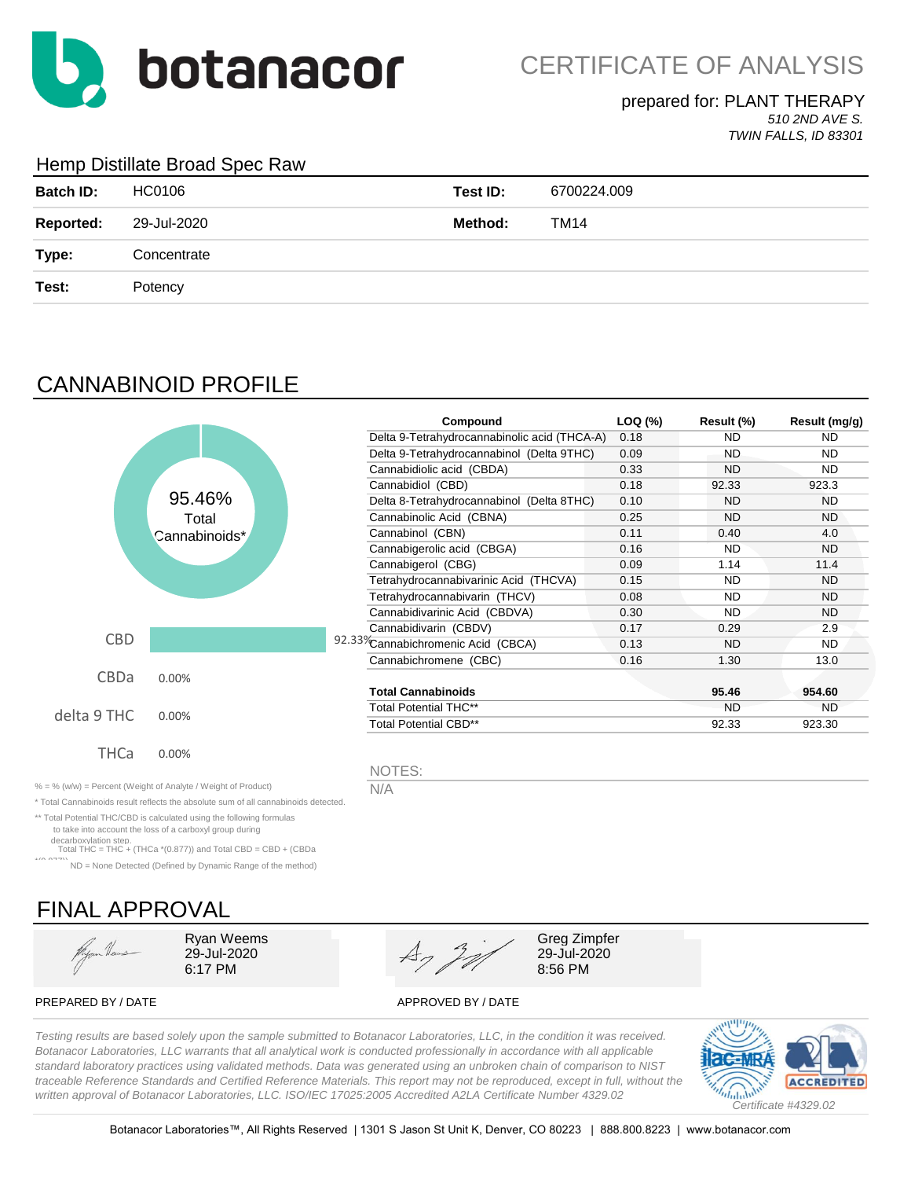# botanacor

## CERTIFICATE OF ANALYSIS

prepared for: PLANT THERAPY
*510 2ND AVE S.*
*TWIN FALLS, ID 83301*

### Hemp Distillate Broad Spec Raw

| | | | |
|---|---|---|---|
| **Batch ID:** | HC0106 | **Test ID:** | 6700224.009 |
| **Reported:** | 29-Jul-2020 | **Method:** | TM14 |
| **Type:** | Concentrate | | |
| **Test:** | Potency | | |

## CANNABINOID PROFILE

95.46% Total Cannabinoids*

| | |
|---|---|
| CBD | 92.33% |
| CBDa | 0.00% |
| delta 9 THC | 0.00% |
| THCa | 0.00% |

| Compound | LOQ (%) | Result (%) | Result (mg/g) |
|---|---|---|---|
| Delta 9-Tetrahydrocannabinolic acid (THCA-A) | 0.18 | ND | ND |
| Delta 9-Tetrahydrocannabinol (Delta 9THC) | 0.09 | ND | ND |
| Cannabidiolic acid (CBDA) | 0.33 | ND | ND |
| Cannabidiol (CBD) | 0.18 | 92.33 | 923.3 |
| Delta 8-Tetrahydrocannabinol (Delta 8THC) | 0.10 | ND | ND |
| Cannabinolic Acid (CBNA) | 0.25 | ND | ND |
| Cannabinol (CBN) | 0.11 | 0.40 | 4.0 |
| Cannabigerolic acid (CBGA) | 0.16 | ND | ND |
| Cannabigerol (CBG) | 0.09 | 1.14 | 11.4 |
| Tetrahydrocannabivarinic Acid (THCVA) | 0.15 | ND | ND |
| Tetrahydrocannabivarin (THCV) | 0.08 | ND | ND |
| Cannabidivarinic Acid (CBDVA) | 0.30 | ND | ND |
| Cannabidivarin (CBDV) | 0.17 | 0.29 | 2.9 |
| Cannabichromenic Acid (CBCA) | 0.13 | ND | ND |
| Cannabichromene (CBC) | 0.16 | 1.30 | 13.0 |
| **Total Cannabinoids** | | **95.46** | **954.60** |
| Total Potential THC** | | ND | ND |
| Total Potential CBD** | | 92.33 | 923.30 |

NOTES:
N/A

% = % (w/w) = Percent (Weight of Analyte / Weight of Product)

* Total Cannabinoids result reflects the absolute sum of all cannabinoids detected.

** Total Potential THC/CBD is calculated using the following formulas to take into account the loss of a carboxyl group during decarboxylation step.
Total THC = THC + (THCa *(0.877)) and Total CBD = CBD + (CBDa *(0.877))

ND = None Detected (Defined by Dynamic Range of the method)

## FINAL APPROVAL

| PREPARED BY / DATE | APPROVED BY / DATE |
|---|---|
| Ryan Weems<br>29-Jul-2020<br>6:17 PM | Greg Zimpfer<br>29-Jul-2020<br>8:56 PM |

*Testing results are based solely upon the sample submitted to Botanacor Laboratories, LLC, in the condition it was received. Botanacor Laboratories, LLC warrants that all analytical work is conducted professionally in accordance with all applicable standard laboratory practices using validated methods. Data was generated using an unbroken chain of comparison to NIST traceable Reference Standards and Certified Reference Materials. This report may not be reproduced, except in full, without the written approval of Botanacor Laboratories, LLC. ISO/IEC 17025:2005 Accredited A2LA Certificate Number 4329.02*

ilac-MRA A2LA ACCREDITED
*Certificate #4329.02*

Botanacor Laboratories™, All Rights Reserved | 1301 S Jason St Unit K, Denver, CO 80223 | 888.800.8223 | www.botanacor.com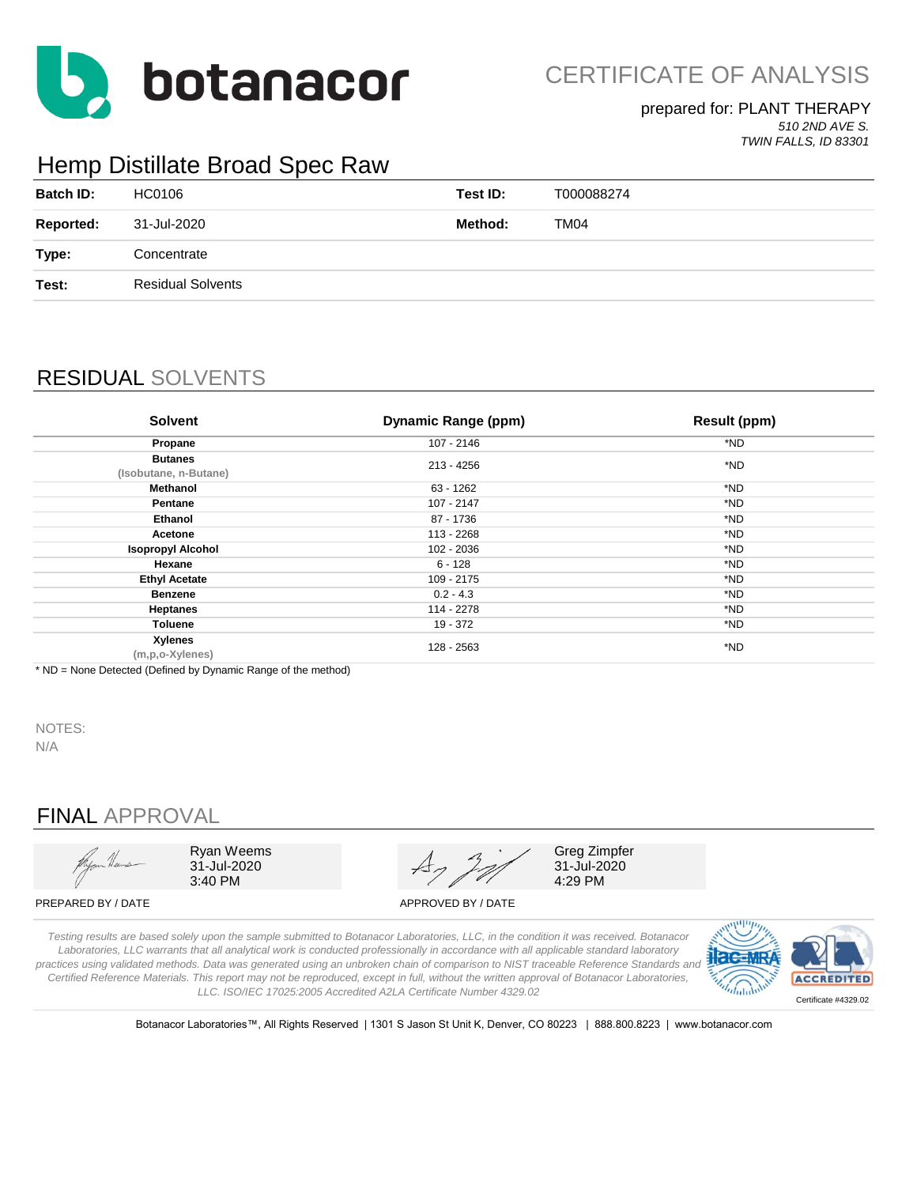botanacor

# CERTIFICATE OF ANALYSIS

prepared for: PLANT THERAPY
*510 2ND AVE S.*
*TWIN FALLS, ID 83301*

## Hemp Distillate Broad Spec Raw

| | | | |
|---|---|---|---|
| **Batch ID:** | HC0106 | **Test ID:** | T000088274 |
| **Reported:** | 31-Jul-2020 | **Method:** | TM04 |
| **Type:** | Concentrate | | |
| **Test:** | Residual Solvents | | |

## RESIDUAL SOLVENTS

| Solvent | Dynamic Range (ppm) | Result (ppm) |
|---|---|---|
| **Propane** | 107 - 2146 | *ND |
| **Butanes** (Isobutane, n-Butane) | 213 - 4256 | *ND |
| **Methanol** | 63 - 1262 | *ND |
| **Pentane** | 107 - 2147 | *ND |
| **Ethanol** | 87 - 1736 | *ND |
| **Acetone** | 113 - 2268 | *ND |
| **Isopropyl Alcohol** | 102 - 2036 | *ND |
| **Hexane** | 6 - 128 | *ND |
| **Ethyl Acetate** | 109 - 2175 | *ND |
| **Benzene** | 0.2 - 4.3 | *ND |
| **Heptanes** | 114 - 2278 | *ND |
| **Toluene** | 19 - 372 | *ND |
| **Xylenes** (m,p,o-Xylenes) | 128 - 2563 | *ND |

* ND = None Detected (Defined by Dynamic Range of the method)

NOTES:
N/A

## FINAL APPROVAL

Ryan Weems
31-Jul-2020
3:40 PM

PREPARED BY / DATE

Greg Zimpfer
31-Jul-2020
4:29 PM

APPROVED BY / DATE

*Testing results are based solely upon the sample submitted to Botanacor Laboratories, LLC, in the condition it was received. Botanacor Laboratories, LLC warrants that all analytical work is conducted professionally in accordance with all applicable standard laboratory practices using validated methods. Data was generated using an unbroken chain of comparison to NIST traceable Reference Standards and Certified Reference Materials. This report may not be reproduced, except in full, without the written approval of Botanacor Laboratories, LLC. ISO/IEC 17025:2005 Accredited A2LA Certificate Number 4329.02*

ilac-MRA A2LA ACCREDITED
Certificate #4329.02

Botanacor Laboratories™, All Rights Reserved | 1301 S Jason St Unit K, Denver, CO 80223 | 888.800.8223 | www.botanacor.com